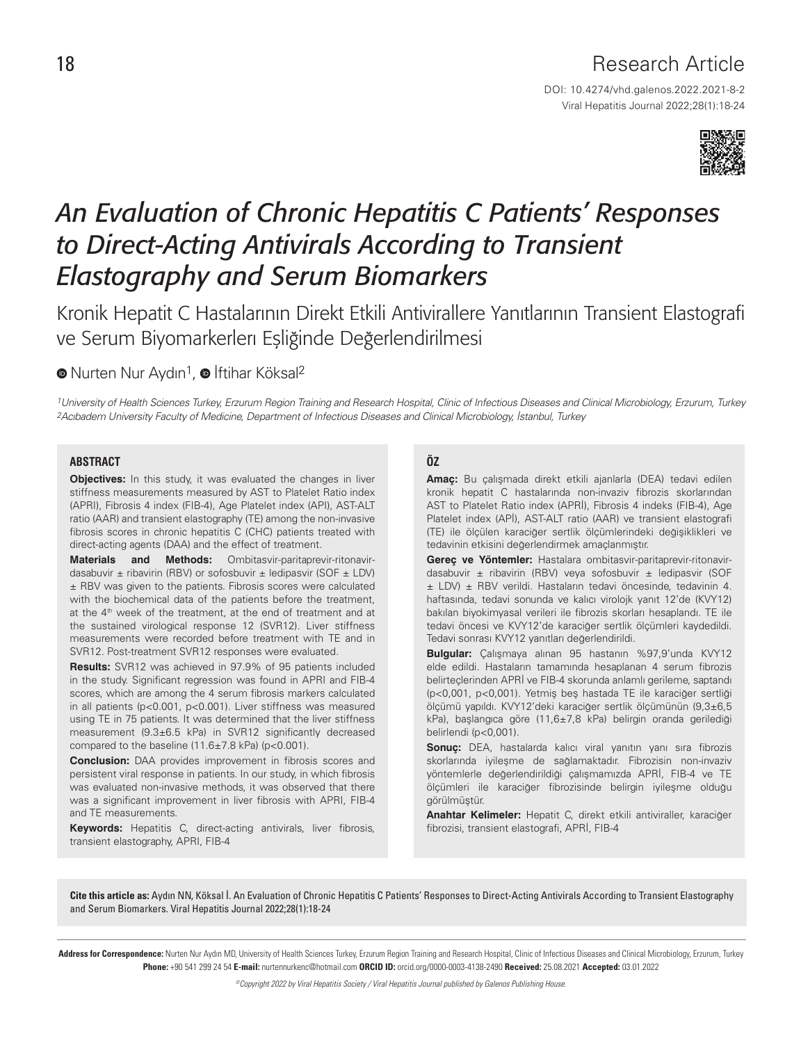Research Article

DOI: 10.4274/vhd.galenos.2022.2021-8-2

# An Evaluation of Chronic Hepatitis C Patients' Responses to Direct-Acting Antivirals According to Transient Elastography and Serum Biomarkers

## Kronik Hepatit C Hastalarının Direkt Etkili Antivirallere Yanıtlarının Transient Elastografi ve Serum Biyomarkerlerı Eşliğinde Değerlendirilmesi

Nurten Nur Aydın[1], İftihar Köksal[2]

[1]University of Health Sciences Turkey, Erzurum Region Training and Research Hospital, Clinic of Infectious Diseases and Clinical Microbiology, Erzurum, Turkey
[2]Acıbadem University Faculty of Medicine, Department of Infectious Diseases and Clinical Microbiology, İstanbul, Turkey

### ABSTRACT

**Objectives:** In this study, it was evaluated the changes in liver stiffness measurements measured by AST to Platelet Ratio index (APRI), Fibrosis 4 index (FIB-4), Age Platelet index (API), AST-ALT ratio (AAR) and transient elastography (TE) among the non-invasive fibrosis scores in chronic hepatitis C (CHC) patients treated with direct-acting agents (DAA) and the effect of treatment.

**Materials and Methods:** Ombitasvir-paritaprevir-ritonavir-dasabuvir ± ribavirin (RBV) or sofosbuvir ± ledipasvir (SOF ± LDV) ± RBV was given to the patients. Fibrosis scores were calculated with the biochemical data of the patients before the treatment, at the 4th week of the treatment, at the end of treatment and at the sustained virological response 12 (SVR12). Liver stiffness measurements were recorded before treatment with TE and in SVR12. Post-treatment SVR12 responses were evaluated.

**Results:** SVR12 was achieved in 97.9% of 95 patients included in the study. Significant regression was found in APRI and FIB-4 scores, which are among the 4 serum fibrosis markers calculated in all patients ($p<0.001$, $p<0.001$). Liver stiffness was measured using TE in 75 patients. It was determined that the liver stiffness measurement (9.3±6.5 kPa) in SVR12 significantly decreased compared to the baseline (11.6±7.8 kPa) ($p<0.001$).

**Conclusion:** DAA provides improvement in fibrosis scores and persistent viral response in patients. In our study, in which fibrosis was evaluated non-invasive methods, it was observed that there was a significant improvement in liver fibrosis with APRI, FIB-4 and TE measurements.

**Keywords:** Hepatitis C, direct-acting antivirals, liver fibrosis, transient elastography, APRI, FIB-4

### ÖZ

**Amaç:** Bu çalışmada direkt etkili ajanlarla (DEA) tedavi edilen kronik hepatit C hastalarında non-invaziv fibrozis skorlarından AST to Platelet Ratio index (APRİ), Fibrosis 4 indeks (FIB-4), Age Platelet index (APİ), AST-ALT ratio (AAR) ve transient elastografi (TE) ile ölçülen karaciğer sertlik ölçümlerindeki değişiklikleri ve tedavinin etkisini değerlendirmek amaçlanmıştır.

**Gereç ve Yöntemler:** Hastalara ombitasvir-paritaprevir-ritonavir-dasabuvir ± ribavirin (RBV) veya sofosbuvir ± ledipasvir (SOF ± LDV) ± RBV verildi. Hastaların tedavi öncesinde, tedavinin 4. haftasında, tedavi sonunda ve kalıcı virolojk yanıt 12'de (KVY12) bakılan biyokimyasal verileri ile fibrozis skorları hesaplandı. TE ile tedavi öncesi ve KVY12'de karaciğer sertlik ölçümleri kaydedildi. Tedavi sonrası KVY12 yanıtları değerlendirildi.

**Bulgular:** Çalışmaya alınan 95 hastanın %97,9'unda KVY12 elde edildi. Hastaların tamamında hesaplanan 4 serum fibrozis belirteçlerinden APRİ ve FIB-4 skorunda anlamlı gerileme, saptandı ($p<0,001$, $p<0,001$). Yetmiş beş hastada TE ile karaciğer sertliği ölçümü yapıldı. KVY12'deki karaciğer sertlik ölçümünün (9,3±6,5 kPa), başlangıca göre (11,6±7,8 kPa) belirgin oranda gerilediği belirlendi ($p<0,001$).

**Sonuç:** DEA, hastalarda kalıcı viral yanıtın yanı sıra fibrozis skorlarında iyileşme de sağlamaktadır. Fibrozisin non-invaziv yöntemlerle değerlendirildiği çalışmamızda APRİ, FIB-4 ve TE ölçümleri ile karaciğer fibrozisinde belirgin iyileşme olduğu görülmüştür.

**Anahtar Kelimeler:** Hepatit C, direkt etkili antiviraller, karaciğer fibrozisi, transient elastografi, APRİ, FIB-4

**Cite this article as:** Aydın NN, Köksal İ. An Evaluation of Chronic Hepatitis C Patients' Responses to Direct-Acting Antivirals According to Transient Elastography and Serum Biomarkers. Viral Hepatitis Journal 2022;28(1):18-24

**Address for Correspondence:** Nurten Nur Aydın MD, University of Health Sciences Turkey, Erzurum Region Training and Research Hospital, Clinic of Infectious Diseases and Clinical Microbiology, Erzurum, Turkey
**Phone:** +90 541 299 24 54 **E-mail:** nurtennurkenc@hotmail.com **ORCID ID:** orcid.org/0000-0003-4138-2490 **Received:** 25.08.2021 **Accepted:** 03.01.2022

©Copyright 2022 by Viral Hepatitis Society / Viral Hepatitis Journal published by Galenos Publishing House.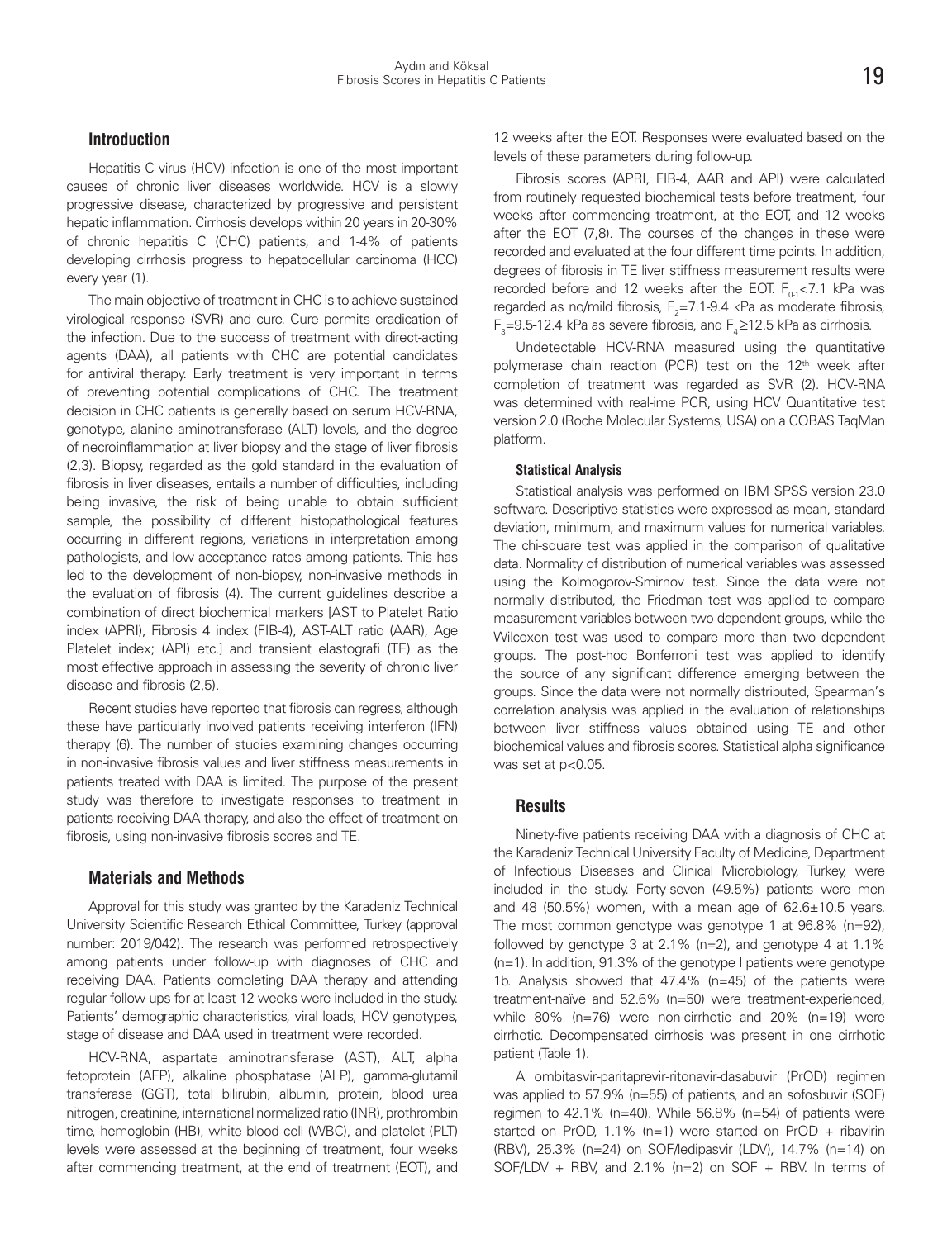## Introduction

Hepatitis C virus (HCV) infection is one of the most important causes of chronic liver diseases worldwide. HCV is a slowly progressive disease, characterized by progressive and persistent hepatic inflammation. Cirrhosis develops within 20 years in 20-30% of chronic hepatitis C (CHC) patients, and 1-4% of patients developing cirrhosis progress to hepatocellular carcinoma (HCC) every year (1).

The main objective of treatment in CHC is to achieve sustained virological response (SVR) and cure. Cure permits eradication of the infection. Due to the success of treatment with direct-acting agents (DAA), all patients with CHC are potential candidates for antiviral therapy. Early treatment is very important in terms of preventing potential complications of CHC. The treatment decision in CHC patients is generally based on serum HCV-RNA, genotype, alanine aminotransferase (ALT) levels, and the degree of necroinflammation at liver biopsy and the stage of liver fibrosis (2,3). Biopsy, regarded as the gold standard in the evaluation of fibrosis in liver diseases, entails a number of difficulties, including being invasive, the risk of being unable to obtain sufficient sample, the possibility of different histopathological features occurring in different regions, variations in interpretation among pathologists, and low acceptance rates among patients. This has led to the development of non-biopsy, non-invasive methods in the evaluation of fibrosis (4). The current guidelines describe a combination of direct biochemical markers [AST to Platelet Ratio index (APRI), Fibrosis 4 index (FIB-4), AST-ALT ratio (AAR), Age Platelet index; (API) etc.] and transient elastografi (TE) as the most effective approach in assessing the severity of chronic liver disease and fibrosis (2,5).

Recent studies have reported that fibrosis can regress, although these have particularly involved patients receiving interferon (IFN) therapy (6). The number of studies examining changes occurring in non-invasive fibrosis values and liver stiffness measurements in patients treated with DAA is limited. The purpose of the present study was therefore to investigate responses to treatment in patients receiving DAA therapy, and also the effect of treatment on fibrosis, using non-invasive fibrosis scores and TE.

## Materials and Methods

Approval for this study was granted by the Karadeniz Technical University Scientific Research Ethical Committee, Turkey (approval number: 2019/042). The research was performed retrospectively among patients under follow-up with diagnoses of CHC and receiving DAA. Patients completing DAA therapy and attending regular follow-ups for at least 12 weeks were included in the study. Patients' demographic characteristics, viral loads, HCV genotypes, stage of disease and DAA used in treatment were recorded.

HCV-RNA, aspartate aminotransferase (AST), ALT, alpha fetoprotein (AFP), alkaline phosphatase (ALP), gamma-glutamil transferase (GGT), total bilirubin, albumin, protein, blood urea nitrogen, creatinine, international normalized ratio (INR), prothrombin time, hemoglobin (HB), white blood cell (WBC), and platelet (PLT) levels were assessed at the beginning of treatment, four weeks after commencing treatment, at the end of treatment (EOT), and 12 weeks after the EOT. Responses were evaluated based on the levels of these parameters during follow-up.

Fibrosis scores (APRI, FIB-4, AAR and API) were calculated from routinely requested biochemical tests before treatment, four weeks after commencing treatment, at the EOT, and 12 weeks after the EOT (7,8). The courses of the changes in these were recorded and evaluated at the four different time points. In addition, degrees of fibrosis in TE liver stiffness measurement results were recorded before and 12 weeks after the EOT. $F_{0-1}$<7.1 kPa was regarded as no/mild fibrosis, $F_2$=7.1-9.4 kPa as moderate fibrosis, $F_3$=9.5-12.4 kPa as severe fibrosis, and $F_4$ ≥12.5 kPa as cirrhosis.

Undetectable HCV-RNA measured using the quantitative polymerase chain reaction (PCR) test on the 12th week after completion of treatment was regarded as SVR (2). HCV-RNA was determined with real-ime PCR, using HCV Quantitative test version 2.0 (Roche Molecular Systems, USA) on a COBAS TaqMan platform.

### Statistical Analysis

Statistical analysis was performed on IBM SPSS version 23.0 software. Descriptive statistics were expressed as mean, standard deviation, minimum, and maximum values for numerical variables. The chi-square test was applied in the comparison of qualitative data. Normality of distribution of numerical variables was assessed using the Kolmogorov-Smirnov test. Since the data were not normally distributed, the Friedman test was applied to compare measurement variables between two dependent groups, while the Wilcoxon test was used to compare more than two dependent groups. The post-hoc Bonferroni test was applied to identify the source of any significant difference emerging between the groups. Since the data were not normally distributed, Spearman's correlation analysis was applied in the evaluation of relationships between liver stiffness values obtained using TE and other biochemical values and fibrosis scores. Statistical alpha significance was set at $p<0.05$.

## Results

Ninety-five patients receiving DAA with a diagnosis of CHC at the Karadeniz Technical University Faculty of Medicine, Department of Infectious Diseases and Clinical Microbiology, Turkey, were included in the study. Forty-seven (49.5%) patients were men and 48 (50.5%) women, with a mean age of 62.6±10.5 years. The most common genotype was genotype 1 at 96.8% (n=92), followed by genotype 3 at 2.1% (n=2), and genotype 4 at 1.1% (n=1). In addition, 91.3% of the genotype I patients were genotype 1b. Analysis showed that 47.4% (n=45) of the patients were treatment-naïve and 52.6% (n=50) were treatment-experienced, while 80% (n=76) were non-cirrhotic and 20% (n=19) were cirrhotic. Decompensated cirrhosis was present in one cirrhotic patient (Table 1).

A ombitasvir-paritaprevir-ritonavir-dasabuvir (PrOD) regimen was applied to 57.9% (n=55) of patients, and an sofosbuvir (SOF) regimen to 42.1% (n=40). While 56.8% (n=54) of patients were started on PrOD, 1.1% (n=1) were started on PrOD + ribavirin (RBV), 25.3% (n=24) on SOF/ledipasvir (LDV), 14.7% (n=14) on SOF/LDV + RBV, and 2.1% (n=2) on SOF + RBV. In terms of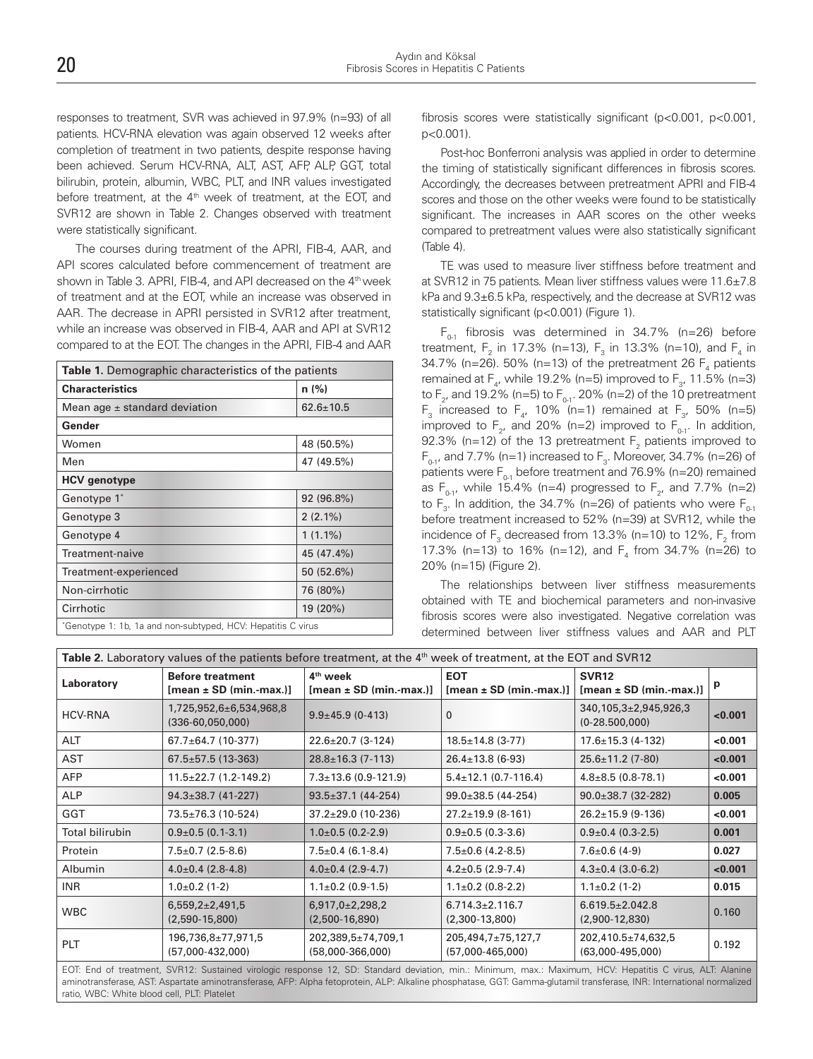responses to treatment, SVR was achieved in 97.9% (n=93) of all patients. HCV-RNA elevation was again observed 12 weeks after completion of treatment in two patients, despite response having been achieved. Serum HCV-RNA, ALT, AST, AFP, ALP, GGT, total bilirubin, protein, albumin, WBC, PLT, and INR values investigated before treatment, at the 4[th] week of treatment, at the EOT, and SVR12 are shown in Table 2. Changes observed with treatment were statistically significant.

The courses during treatment of the APRI, FIB-4, AAR, and API scores calculated before commencement of treatment are shown in Table 3. APRI, FIB-4, and API decreased on the 4[th] week of treatment and at the EOT, while an increase was observed in AAR. The decrease in APRI persisted in SVR12 after treatment, while an increase was observed in FIB-4, AAR and API at SVR12 compared to at the EOT. The changes in the APRI, FIB-4 and AAR fibrosis scores were statistically significant (p<0.001, p<0.001, p<0.001).

| **Table 1.** Demographic characteristics of the patients | |
|---|---|
| **Characteristics** | **n (%)** |
| Mean age ± standard deviation | 62.6±10.5 |
| **Gender** | |
| Women | 48 (50.5%) |
| Men | 47 (49.5%) |
| **HCV genotype** | |
| Genotype 1* | 92 (96.8%) |
| Genotype 3 | 2 (2.1%) |
| Genotype 4 | 1 (1.1%) |
| Treatment-naive | 45 (47.4%) |
| Treatment-experienced | 50 (52.6%) |
| Non-cirrhotic | 76 (80%) |
| Cirrhotic | 19 (20%) |

*Genotype 1: 1b, 1a and non-subtyped, HCV: Hepatitis C virus

Post-hoc Bonferroni analysis was applied in order to determine the timing of statistically significant differences in fibrosis scores. Accordingly, the decreases between pretreatment APRI and FIB-4 scores and those on the other weeks were found to be statistically significant. The increases in AAR scores on the other weeks compared to pretreatment values were also statistically significant (Table 4).

TE was used to measure liver stiffness before treatment and at SVR12 in 75 patients. Mean liver stiffness values were 11.6±7.8 kPa and 9.3±6.5 kPa, respectively, and the decrease at SVR12 was statistically significant (p<0.001) (Figure 1).

$F_{0-1}$ fibrosis was determined in 34.7% (n=26) before treatment, $F_2$ in 17.3% (n=13), $F_3$ in 13.3% (n=10), and $F_4$ in 34.7% (n=26). 50% (n=13) of the pretreatment 26 $F_4$ patients remained at $F_4$, while 19.2% (n=5) improved to $F_3$, 11.5% (n=3) to $F_2$, and 19.2% (n=5) to $F_{0-1}$. 20% (n=2) of the 10 pretreatment $F_3$ increased to $F_4$, 10% (n=1) remained at $F_3$, 50% (n=5) improved to $F_2$, and 20% (n=2) improved to $F_{0-1}$. In addition, 92.3% (n=12) of the 13 pretreatment $F_2$ patients improved to $F_{0-1}$, and 7.7% (n=1) increased to $F_3$. Moreover, 34.7% (n=26) of patients were $F_{0-1}$ before treatment and 76.9% (n=20) remained as $F_{0-1}$, while 15.4% (n=4) progressed to $F_2$, and 7.7% (n=2) to $F_3$. In addition, the 34.7% (n=26) of patients who were $F_{0-1}$ before treatment increased to 52% (n=39) at SVR12, while the incidence of $F_3$ decreased from 13.3% (n=10) to 12%, $F_2$ from 17.3% (n=13) to 16% (n=12), and $F_4$ from 34.7% (n=26) to 20% (n=15) (Figure 2).

The relationships between liver stiffness measurements obtained with TE and biochemical parameters and non-invasive fibrosis scores were also investigated. Negative correlation was determined between liver stiffness values and AAR and PLT

**Table 2.** Laboratory values of the patients before treatment, at the 4[th] week of treatment, at the EOT and SVR12

| Laboratory | Before treatment [mean ± SD (min.-max.)] | 4[th] week [mean ± SD (min.-max.)] | EOT [mean ± SD (min.-max.)] | SVR12 [mean ± SD (min.-max.)] | p |
|---|---|---|---|---|---|
| HCV-RNA | 1,725,952,6±6,534,968,8 (336-60,050,000) | 9.9±45.9 (0-413) | 0 | 340,105,3±2,945,926,3 (0-28.500,000) | **<0.001** |
| ALT | 67.7±64.7 (10-377) | 22.6±20.7 (3-124) | 18.5±14.8 (3-77) | 17.6±15.3 (4-132) | **<0.001** |
| AST | 67.5±57.5 (13-363) | 28.8±16.3 (7-113) | 26.4±13.8 (6-93) | 25.6±11.2 (7-80) | **<0.001** |
| AFP | 11.5±22.7 (1.2-149.2) | 7.3±13.6 (0.9-121.9) | 5.4±12.1 (0.7-116.4) | 4.8±8.5 (0.8-78.1) | **<0.001** |
| ALP | 94.3±38.7 (41-227) | 93.5±37.1 (44-254) | 99.0±38.5 (44-254) | 90.0±38.7 (32-282) | **0.005** |
| GGT | 73.5±76.3 (10-524) | 37.2±29.0 (10-236) | 27.2±19.9 (8-161) | 26.2±15.9 (9-136) | **<0.001** |
| Total bilirubin | 0.9±0.5 (0.1-3.1) | 1.0±0.5 (0.2-2.9) | 0.9±0.5 (0.3-3.6) | 0.9±0.4 (0.3-2.5) | **0.001** |
| Protein | 7.5±0.7 (2.5-8.6) | 7.5±0.4 (6.1-8.4) | 7.5±0.6 (4.2-8.5) | 7.6±0.6 (4-9) | **0.027** |
| Albumin | 4.0±0.4 (2.8-4.8) | 4.0±0.4 (2.9-4.7) | 4.2±0.5 (2.9-7.4) | 4.3±0.4 (3.0-6.2) | **<0.001** |
| INR | 1.0±0.2 (1-2) | 1.1±0.2 (0.9-1.5) | 1.1±0.2 (0.8-2.2) | 1.1±0.2 (1-2) | **0.015** |
| WBC | 6,559,2±2,491,5 (2,590-15,800) | 6,917,0±2,298,2 (2,500-16,890) | 6.714.3±2.116.7 (2,300-13,800) | 6.619.5±2.042.8 (2,900-12,830) | 0.160 |
| PLT | 196,736,8±77,971,5 (57,000-432,000) | 202,389,5±74,709,1 (58,000-366,000) | 205,494,7±75,127,7 (57,000-465,000) | 202,410.5±74,632,5 (63,000-495,000) | 0.192 |

EOT: End of treatment, SVR12: Sustained virologic response 12, SD: Standard deviation, min.: Minimum, max.: Maximum, HCV: Hepatitis C virus, ALT: Alanine aminotransferase, AST: Aspartate aminotransferase, AFP: Alpha fetoprotein, ALP: Alkaline phosphatase, GGT: Gamma-glutamil transferase, INR: International normalized ratio, WBC: White blood cell, PLT: Platelet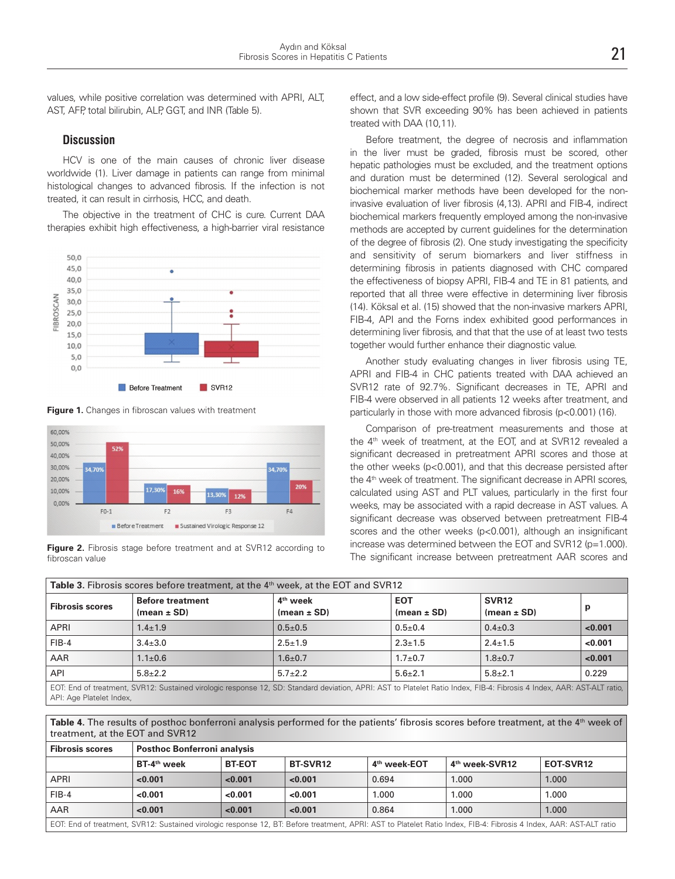values, while positive correlation was determined with APRI, ALT, AST, AFP, total bilirubin, ALP, GGT, and INR (Table 5).

## Discussion

HCV is one of the main causes of chronic liver disease worldwide (1). Liver damage in patients can range from minimal histological changes to advanced fibrosis. If the infection is not treated, it can result in cirrhosis, HCC, and death.

The objective in the treatment of CHC is cure. Current DAA therapies exhibit high effectiveness, a high-barrier viral resistance effect, and a low side-effect profile (9). Several clinical studies have shown that SVR exceeding 90% has been achieved in patients treated with DAA (10,11).

**Figure 1.** Changes in fibroscan values with treatment

**Figure 2.** Fibrosis stage before treatment and at SVR12 according to fibroscan value

Before treatment, the degree of necrosis and inflammation in the liver must be graded, fibrosis must be scored, other hepatic pathologies must be excluded, and the treatment options and duration must be determined (12). Several serological and biochemical marker methods have been developed for the non-invasive evaluation of liver fibrosis (4,13). APRI and FIB-4, indirect biochemical markers frequently employed among the non-invasive methods are accepted by current guidelines for the determination of the degree of fibrosis (2). One study investigating the specificity and sensitivity of serum biomarkers and liver stiffness in determining fibrosis in patients diagnosed with CHC compared the effectiveness of biopsy APRI, FIB-4 and TE in 81 patients, and reported that all three were effective in determining liver fibrosis (14). Köksal et al. (15) showed that the non-invasive markers APRI, FIB-4, API and the Forns index exhibited good performances in determining liver fibrosis, and that that the use of at least two tests together would further enhance their diagnostic value.

Another study evaluating changes in liver fibrosis using TE, APRI and FIB-4 in CHC patients treated with DAA achieved an SVR12 rate of 92.7%. Significant decreases in TE, APRI and FIB-4 were observed in all patients 12 weeks after treatment, and particularly in those with more advanced fibrosis ($p<0.001$) (16).

Comparison of pre-treatment measurements and those at the 4th week of treatment, at the EOT, and at SVR12 revealed a significant decreased in pretreatment APRI scores and those at the other weeks ($p<0.001$), and that this decrease persisted after the 4th week of treatment. The significant decrease in APRI scores, calculated using AST and PLT values, particularly in the first four weeks, may be associated with a rapid decrease in AST values. A significant decrease was observed between pretreatment FIB-4 scores and the other weeks ($p<0.001$), although an insignificant increase was determined between the EOT and SVR12 ($p=1.000$). The significant increase between pretreatment AAR scores and

**Table 3.** Fibrosis scores before treatment, at the 4th week, at the EOT and SVR12

| Fibrosis scores | Before treatment (mean ± SD) | 4th week (mean ± SD) | EOT (mean ± SD) | SVR12 (mean ± SD) | p |
|---|---|---|---|---|---|
| APRI | 1.4±1.9 | 0.5±0.5 | 0.5±0.4 | 0.4±0.3 | **<0.001** |
| FIB-4 | 3.4±3.0 | 2.5±1.9 | 2.3±1.5 | 2.4±1.5 | **<0.001** |
| AAR | 1.1±0.6 | 1.6±0.7 | 1.7±0.7 | 1.8±0.7 | **<0.001** |
| API | 5.8±2.2 | 5.7±2.2 | 5.6±2.1 | 5.8±2.1 | 0.229 |

EOT: End of treatment, SVR12: Sustained virologic response 12, SD: Standard deviation, APRI: AST to Platelet Ratio Index, FIB-4: Fibrosis 4 Index, AAR: AST-ALT ratio, API: Age Platelet Index,

**Table 4.** The results of posthoc bonferroni analysis performed for the patients' fibrosis scores before treatment, at the 4th week of treatment, at the EOT and SVR12

| Fibrosis scores | Posthoc Bonferroni analysis | | | | | |
|---|---|---|---|---|---|---|
| | BT-4th week | BT-EOT | BT-SVR12 | 4th week-EOT | 4th week-SVR12 | EOT-SVR12 |
| APRI | **<0.001** | **<0.001** | **<0.001** | 0.694 | 1.000 | 1.000 |
| FIB-4 | **<0.001** | **<0.001** | **<0.001** | 1.000 | 1.000 | 1.000 |
| AAR | **<0.001** | **<0.001** | **<0.001** | 0.864 | 1.000 | 1.000 |

EOT: End of treatment, SVR12: Sustained virologic response 12, BT: Before treatment, APRI: AST to Platelet Ratio Index, FIB-4: Fibrosis 4 Index, AAR: AST-ALT ratio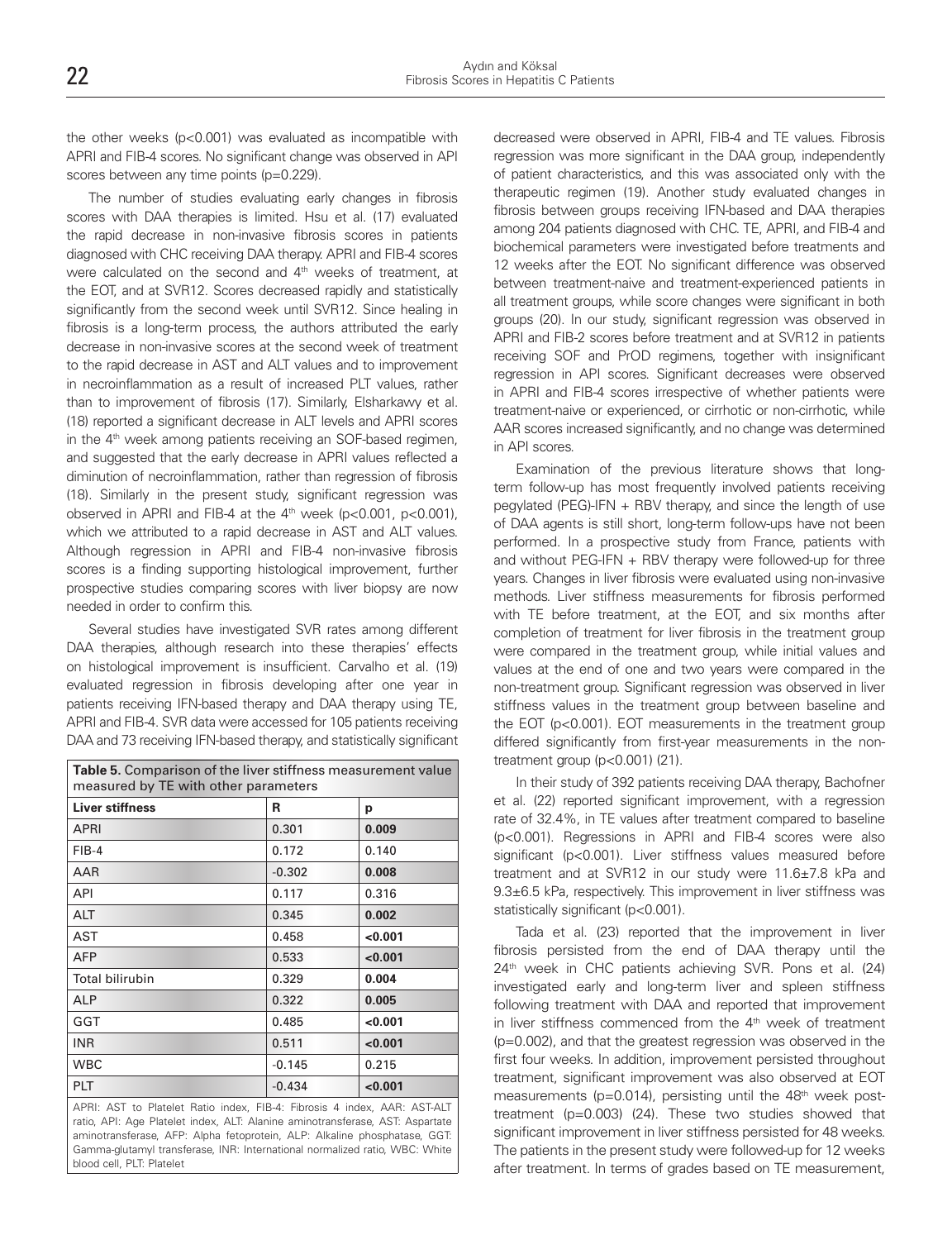the other weeks (p<0.001) was evaluated as incompatible with APRI and FIB-4 scores. No significant change was observed in API scores between any time points (p=0.229).

The number of studies evaluating early changes in fibrosis scores with DAA therapies is limited. Hsu et al. (17) evaluated the rapid decrease in non-invasive fibrosis scores in patients diagnosed with CHC receiving DAA therapy. APRI and FIB-4 scores were calculated on the second and 4th weeks of treatment, at the EOT, and at SVR12. Scores decreased rapidly and statistically significantly from the second week until SVR12. Since healing in fibrosis is a long-term process, the authors attributed the early decrease in non-invasive scores at the second week of treatment to the rapid decrease in AST and ALT values and to improvement in necroinflammation as a result of increased PLT values, rather than to improvement of fibrosis (17). Similarly, Elsharkawy et al. (18) reported a significant decrease in ALT levels and APRI scores in the 4th week among patients receiving an SOF-based regimen, and suggested that the early decrease in APRI values reflected a diminution of necroinflammation, rather than regression of fibrosis (18). Similarly in the present study, significant regression was observed in APRI and FIB-4 at the 4th week (p<0.001, p<0.001), which we attributed to a rapid decrease in AST and ALT values. Although regression in APRI and FIB-4 non-invasive fibrosis scores is a finding supporting histological improvement, further prospective studies comparing scores with liver biopsy are now needed in order to confirm this.

Several studies have investigated SVR rates among different DAA therapies, although research into these therapies' effects on histological improvement is insufficient. Carvalho et al. (19) evaluated regression in fibrosis developing after one year in patients receiving IFN-based therapy and DAA therapy using TE, APRI and FIB-4. SVR data were accessed for 105 patients receiving DAA and 73 receiving IFN-based therapy, and statistically significant decreased were observed in APRI, FIB-4 and TE values. Fibrosis regression was more significant in the DAA group, independently of patient characteristics, and this was associated only with the therapeutic regimen (19). Another study evaluated changes in fibrosis between groups receiving IFN-based and DAA therapies among 204 patients diagnosed with CHC. TE, APRI, and FIB-4 and biochemical parameters were investigated before treatments and 12 weeks after the EOT. No significant difference was observed between treatment-naive and treatment-experienced patients in all treatment groups, while score changes were significant in both groups (20). In our study, significant regression was observed in APRI and FIB-2 scores before treatment and at SVR12 in patients receiving SOF and PrOD regimens, together with insignificant regression in API scores. Significant decreases were observed in APRI and FIB-4 scores irrespective of whether patients were treatment-naive or experienced, or cirrhotic or non-cirrhotic, while AAR scores increased significantly, and no change was determined in API scores.

**Table 5.** Comparison of the liver stiffness measurement value measured by TE with other parameters

| Liver stiffness | R | p |
|---|---|---|
| APRI | 0.301 | **0.009** |
| FIB-4 | 0.172 | 0.140 |
| AAR | -0.302 | **0.008** |
| API | 0.117 | 0.316 |
| ALT | 0.345 | **0.002** |
| AST | 0.458 | **<0.001** |
| AFP | 0.533 | **<0.001** |
| Total bilirubin | 0.329 | **0.004** |
| ALP | 0.322 | **0.005** |
| GGT | 0.485 | **<0.001** |
| INR | 0.511 | **<0.001** |
| WBC | -0.145 | 0.215 |
| PLT | -0.434 | **<0.001** |

APRI: AST to Platelet Ratio index, FIB-4: Fibrosis 4 index, AAR: AST-ALT ratio, API: Age Platelet index, ALT: Alanine aminotransferase, AST: Aspartate aminotransferase, AFP: Alpha fetoprotein, ALP: Alkaline phosphatase, GGT: Gamma-glutamyl transferase, INR: International normalized ratio, WBC: White blood cell, PLT: Platelet

Examination of the previous literature shows that long-term follow-up has most frequently involved patients receiving pegylated (PEG)-IFN + RBV therapy, and since the length of use of DAA agents is still short, long-term follow-ups have not been performed. In a prospective study from France, patients with and without PEG-IFN + RBV therapy were followed-up for three years. Changes in liver fibrosis were evaluated using non-invasive methods. Liver stiffness measurements for fibrosis performed with TE before treatment, at the EOT, and six months after completion of treatment for liver fibrosis in the treatment group were compared in the treatment group, while initial values and values at the end of one and two years were compared in the non-treatment group. Significant regression was observed in liver stiffness values in the treatment group between baseline and the EOT (p<0.001). EOT measurements in the treatment group differed significantly from first-year measurements in the non-treatment group (p<0.001) (21).

In their study of 392 patients receiving DAA therapy, Bachofner et al. (22) reported significant improvement, with a regression rate of 32.4%, in TE values after treatment compared to baseline (p<0.001). Regressions in APRI and FIB-4 scores were also significant (p<0.001). Liver stiffness values measured before treatment and at SVR12 in our study were 11.6±7.8 kPa and 9.3±6.5 kPa, respectively. This improvement in liver stiffness was statistically significant (p<0.001).

Tada et al. (23) reported that the improvement in liver fibrosis persisted from the end of DAA therapy until the 24th week in CHC patients achieving SVR. Pons et al. (24) investigated early and long-term liver and spleen stiffness following treatment with DAA and reported that improvement in liver stiffness commenced from the 4th week of treatment (p=0.002), and that the greatest regression was observed in the first four weeks. In addition, improvement persisted throughout treatment, significant improvement was also observed at EOT measurements (p=0.014), persisting until the 48th week post-treatment (p=0.003) (24). These two studies showed that significant improvement in liver stiffness persisted for 48 weeks. The patients in the present study were followed-up for 12 weeks after treatment. In terms of grades based on TE measurement,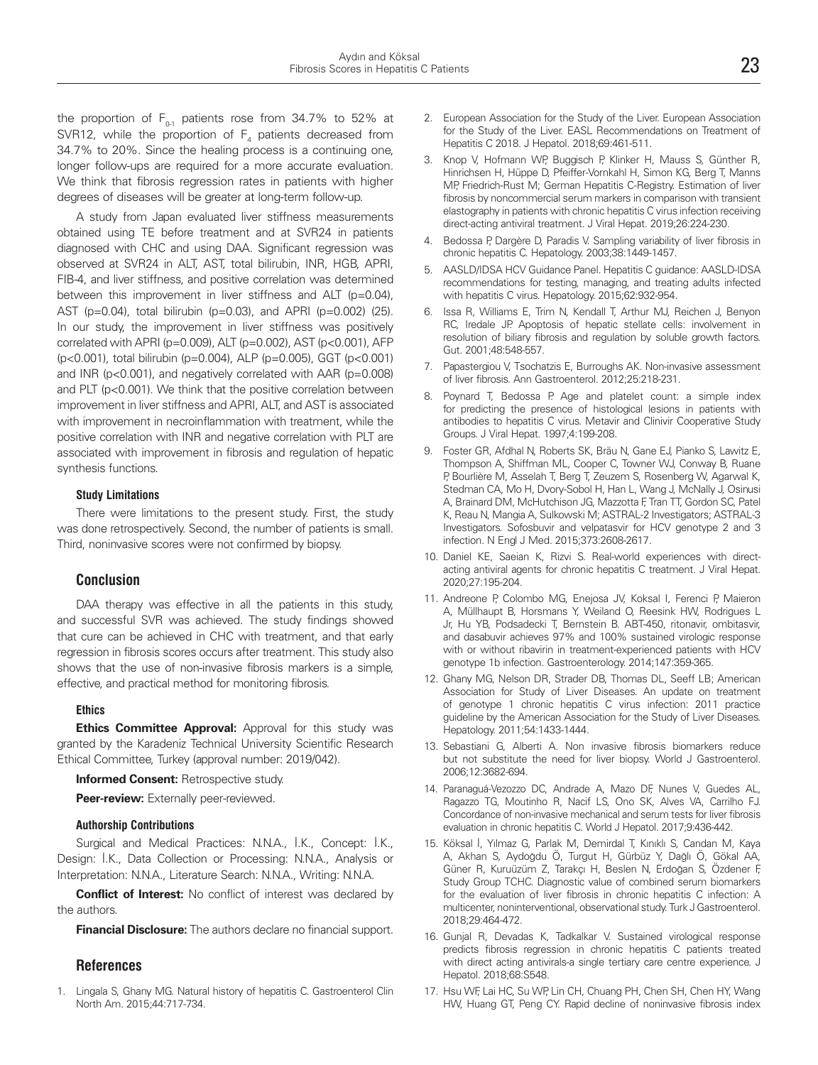the proportion of $F_{0-1}$ patients rose from 34.7% to 52% at SVR12, while the proportion of $F_4$ patients decreased from 34.7% to 20%. Since the healing process is a continuing one, longer follow-ups are required for a more accurate evaluation. We think that fibrosis regression rates in patients with higher degrees of diseases will be greater at long-term follow-up.

A study from Japan evaluated liver stiffness measurements obtained using TE before treatment and at SVR24 in patients diagnosed with CHC and using DAA. Significant regression was observed at SVR24 in ALT, AST, total bilirubin, INR, HGB, APRI, FIB-4, and liver stiffness, and positive correlation was determined between this improvement in liver stiffness and ALT ($p=0.04$), AST ($p=0.04$), total bilirubin ($p=0.03$), and APRI ($p=0.002$) (25). In our study, the improvement in liver stiffness was positively correlated with APRI ($p=0.009$), ALT ($p=0.002$), AST ($p<0.001$), AFP ($p<0.001$), total bilirubin ($p=0.004$), ALP ($p=0.005$), GGT ($p<0.001$) and INR ($p<0.001$), and negatively correlated with AAR ($p=0.008$) and PLT ($p<0.001$). We think that the positive correlation between improvement in liver stiffness and APRI, ALT, and AST is associated with improvement in necroinflammation with treatment, while the positive correlation with INR and negative correlation with PLT are associated with improvement in fibrosis and regulation of hepatic synthesis functions.

### Study Limitations

There were limitations to the present study. First, the study was done retrospectively. Second, the number of patients is small. Third, noninvasive scores were not confirmed by biopsy.

## Conclusion

DAA therapy was effective in all the patients in this study, and successful SVR was achieved. The study findings showed that cure can be achieved in CHC with treatment, and that early regression in fibrosis scores occurs after treatment. This study also shows that the use of non-invasive fibrosis markers is a simple, effective, and practical method for monitoring fibrosis.

### Ethics

**Ethics Committee Approval:** Approval for this study was granted by the Karadeniz Technical University Scientific Research Ethical Committee, Turkey (approval number: 2019/042).

**Informed Consent:** Retrospective study.

**Peer-review:** Externally peer-reviewed.

### Authorship Contributions

Surgical and Medical Practices: N.N.A., İ.K., Concept: İ.K., Design: İ.K., Data Collection or Processing: N.N.A., Analysis or Interpretation: N.N.A., Literature Search: N.N.A., Writing: N.N.A.

**Conflict of Interest:** No conflict of interest was declared by the authors.

**Financial Disclosure:** The authors declare no financial support.

## References

1. Lingala S, Ghany MG. Natural history of hepatitis C. Gastroenterol Clin North Am. 2015;44:717-734.
2. European Association for the Study of the Liver. European Association for the Study of the Liver. EASL Recommendations on Treatment of Hepatitis C 2018. J Hepatol. 2018;69:461-511.
3. Knop V, Hofmann WP, Buggisch P, Klinker H, Mauss S, Günther R, Hinrichsen H, Hüppe D, Pfeiffer-Vornkahl H, Simon KG, Berg T, Manns MP, Friedrich-Rust M; German Hepatitis C-Registry. Estimation of liver fibrosis by noncommercial serum markers in comparison with transient elastography in patients with chronic hepatitis C virus infection receiving direct-acting antiviral treatment. J Viral Hepat. 2019;26:224-230.
4. Bedossa P, Dargère D, Paradis V. Sampling variability of liver fibrosis in chronic hepatitis C. Hepatology. 2003;38:1449-1457.
5. AASLD/IDSA HCV Guidance Panel. Hepatitis C guidance: AASLD-IDSA recommendations for testing, managing, and treating adults infected with hepatitis C virus. Hepatology. 2015;62:932-954.
6. Issa R, Williams E, Trim N, Kendall T, Arthur MJ, Reichen J, Benyon RC, Iredale JP. Apoptosis of hepatic stellate cells: involvement in resolution of biliary fibrosis and regulation by soluble growth factors. Gut. 2001;48:548-557.
7. Papastergiou V, Tsochatzis E, Burroughs AK. Non-invasive assessment of liver fibrosis. Ann Gastroenterol. 2012;25:218-231.
8. Poynard T, Bedossa P. Age and platelet count: a simple index for predicting the presence of histological lesions in patients with antibodies to hepatitis C virus. Metavir and Clinivir Cooperative Study Groups. J Viral Hepat. 1997;4:199-208.
9. Foster GR, Afdhal N, Roberts SK, Bräu N, Gane EJ, Pianko S, Lawitz E, Thompson A, Shiffman ML, Cooper C, Towner WJ, Conway B, Ruane P, Bourlière M, Asselah T, Berg T, Zeuzem S, Rosenberg W, Agarwal K, Stedman CA, Mo H, Dvory-Sobol H, Han L, Wang J, McNally J, Osinusi A, Brainard DM, McHutchison JG, Mazzotta F, Tran TT, Gordon SC, Patel K, Reau N, Mangia A, Sulkowski M; ASTRAL-2 Investigators; ASTRAL-3 Investigators. Sofosbuvir and velpatasvir for HCV genotype 2 and 3 infection. N Engl J Med. 2015;373:2608-2617.
10. Daniel KE, Saeian K, Rizvi S. Real-world experiences with direct-acting antiviral agents for chronic hepatitis C treatment. J Viral Hepat. 2020;27:195-204.
11. Andreone P, Colombo MG, Enejosa JV, Koksal I, Ferenci P, Maieron A, Müllhaupt B, Horsmans Y, Weiland O, Reesink HW, Rodrigues L Jr, Hu YB, Podsadecki T, Bernstein B. ABT-450, ritonavir, ombitasvir, and dasabuvir achieves 97% and 100% sustained virologic response with or without ribavirin in treatment-experienced patients with HCV genotype 1b infection. Gastroenterology. 2014;147:359-365.
12. Ghany MG, Nelson DR, Strader DB, Thomas DL, Seeff LB; American Association for Study of Liver Diseases. An update on treatment of genotype 1 chronic hepatitis C virus infection: 2011 practice guideline by the American Association for the Study of Liver Diseases. Hepatology. 2011;54:1433-1444.
13. Sebastiani G, Alberti A. Non invasive fibrosis biomarkers reduce but not substitute the need for liver biopsy. World J Gastroenterol. 2006;12:3682-694.
14. Paranaguá-Vezozzo DC, Andrade A, Mazo DF, Nunes V, Guedes AL, Ragazzo TG, Moutinho R, Nacif LS, Ono SK, Alves VA, Carrilho FJ. Concordance of non-invasive mechanical and serum tests for liver fibrosis evaluation in chronic hepatitis C. World J Hepatol. 2017;9:436-442.
15. Köksal İ, Yılmaz G, Parlak M, Demirdal T, Kınıklı S, Candan M, Kaya A, Akhan S, Aydoğdu Ö, Turgut H, Gürbüz Y, Dağlı Ö, Gökal AA, Güner R, Kuruüzüm Z, Tarakçı H, Beslen N, Erdoğan S, Özdener F, Study Group TCHC. Diagnostic value of combined serum biomarkers for the evaluation of liver fibrosis in chronic hepatitis C infection: A multicenter, noninterventional, observational study. Turk J Gastroenterol. 2018;29:464-472.
16. Gunjal R, Devadas K, Tadkalkar V. Sustained virological response predicts fibrosis regression in chronic hepatitis C patients treated with direct acting antivirals-a single tertiary care centre experience. J Hepatol. 2018;68:S548.
17. Hsu WF, Lai HC, Su WP, Lin CH, Chuang PH, Chen SH, Chen HY, Wang HW, Huang GT, Peng CY. Rapid decline of noninvasive fibrosis index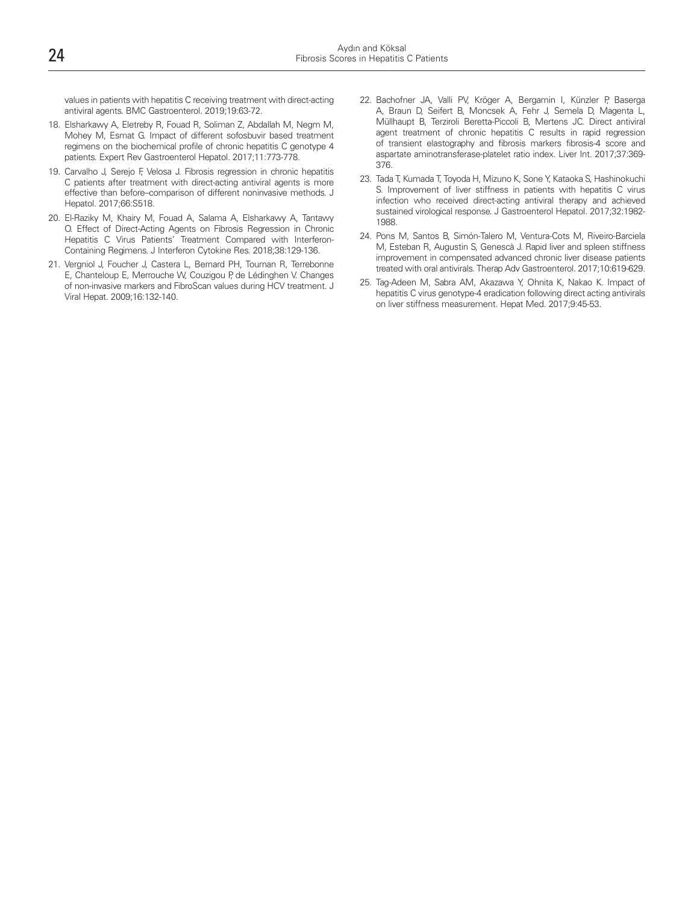values in patients with hepatitis C receiving treatment with direct-acting antiviral agents. BMC Gastroenterol. 2019;19:63-72.

18. Elsharkawy A, Eletreby R, Fouad R, Soliman Z, Abdallah M, Negm M, Mohey M, Esmat G. Impact of different sofosbuvir based treatment regimens on the biochemical profile of chronic hepatitis C genotype 4 patients. Expert Rev Gastroenterol Hepatol. 2017;11:773-778.
19. Carvalho J, Serejo F, Velosa J. Fibrosis regression in chronic hepatitis C patients after treatment with direct-acting antiviral agents is more effective than before–comparison of different noninvasive methods. J Hepatol. 2017;66:S518.
20. El-Raziky M, Khairy M, Fouad A, Salama A, Elsharkawy A, Tantawy O. Effect of Direct-Acting Agents on Fibrosis Regression in Chronic Hepatitis C Virus Patients' Treatment Compared with Interferon-Containing Regimens. J Interferon Cytokine Res. 2018;38:129-136.
21. Vergniol J, Foucher J, Castera L, Bernard PH, Tournan R, Terrebonne E, Chanteloup E, Merrouche W, Couzigou P, de Lédinghen V. Changes of non-invasive markers and FibroScan values during HCV treatment. J Viral Hepat. 2009;16:132-140.
22. Bachofner JA, Valli PV, Kröger A, Bergamin I, Künzler P, Baserga A, Braun D, Seifert B, Moncsek A, Fehr J, Semela D, Magenta L, Müllhaupt B, Terziroli Beretta-Piccoli B, Mertens JC. Direct antiviral agent treatment of chronic hepatitis C results in rapid regression of transient elastography and fibrosis markers fibrosis-4 score and aspartate aminotransferase-platelet ratio index. Liver Int. 2017;37:369-376.
23. Tada T, Kumada T, Toyoda H, Mizuno K, Sone Y, Kataoka S, Hashinokuchi S. Improvement of liver stiffness in patients with hepatitis C virus infection who received direct-acting antiviral therapy and achieved sustained virological response. J Gastroenterol Hepatol. 2017;32:1982-1988.
24. Pons M, Santos B, Simón-Talero M, Ventura-Cots M, Riveiro-Barciela M, Esteban R, Augustin S, Genescà J. Rapid liver and spleen stiffness improvement in compensated advanced chronic liver disease patients treated with oral antivirals. Therap Adv Gastroenterol. 2017;10:619-629.
25. Tag-Adeen M, Sabra AM, Akazawa Y, Ohnita K, Nakao K. Impact of hepatitis C virus genotype-4 eradication following direct acting antivirals on liver stiffness measurement. Hepat Med. 2017;9:45-53.